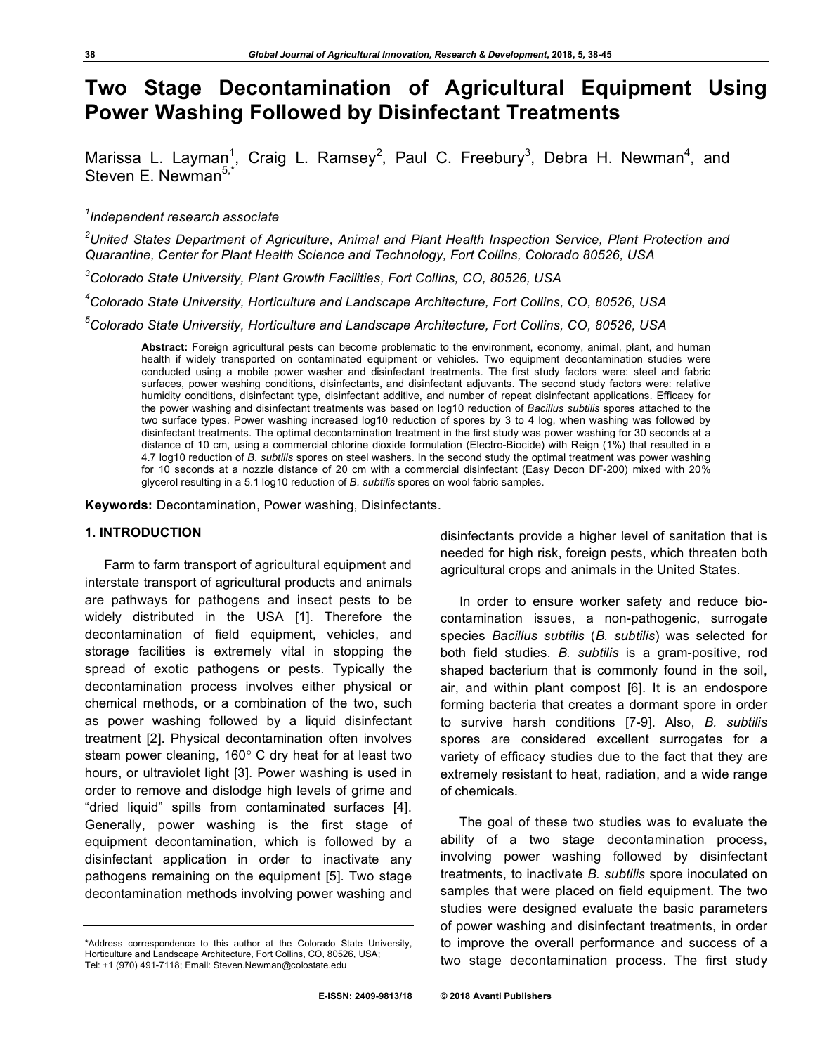# Two Stage Decontamination of Agricultural Equipment Using Power Washing Followed by Disinfectant Treatments

Marissa L. Layman[1], Craig L. Ramsey[2], Paul C. Freebury[3], Debra H. Newman[4], and Steven E. Newman[5,*]

*[1]Independent research associate*

*[2]United States Department of Agriculture, Animal and Plant Health Inspection Service, Plant Protection and Quarantine, Center for Plant Health Science and Technology, Fort Collins, Colorado 80526, USA*

*[3]Colorado State University, Plant Growth Facilities, Fort Collins, CO, 80526, USA*

*[4]Colorado State University, Horticulture and Landscape Architecture, Fort Collins, CO, 80526, USA*

*[5]Colorado State University, Horticulture and Landscape Architecture, Fort Collins, CO, 80526, USA*

**Abstract:** Foreign agricultural pests can become problematic to the environment, economy, animal, plant, and human health if widely transported on contaminated equipment or vehicles. Two equipment decontamination studies were conducted using a mobile power washer and disinfectant treatments. The first study factors were: steel and fabric surfaces, power washing conditions, disinfectants, and disinfectant adjuvants. The second study factors were: relative humidity conditions, disinfectant type, disinfectant additive, and number of repeat disinfectant applications. Efficacy for the power washing and disinfectant treatments was based on log10 reduction of *Bacillus subtilis* spores attached to the two surface types. Power washing increased log10 reduction of spores by 3 to 4 log, when washing was followed by disinfectant treatments. The optimal decontamination treatment in the first study was power washing for 30 seconds at a distance of 10 cm, using a commercial chlorine dioxide formulation (Electro-Biocide) with Reign (1%) that resulted in a 4.7 log10 reduction of *B. subtilis* spores on steel washers. In the second study the optimal treatment was power washing for 10 seconds at a nozzle distance of 20 cm with a commercial disinfectant (Easy Decon DF-200) mixed with 20% glycerol resulting in a 5.1 log10 reduction of *B. subtilis* spores on wool fabric samples.

**Keywords:** Decontamination, Power washing, Disinfectants.

## 1. INTRODUCTION

Farm to farm transport of agricultural equipment and interstate transport of agricultural products and animals are pathways for pathogens and insect pests to be widely distributed in the USA [1]. Therefore the decontamination of field equipment, vehicles, and storage facilities is extremely vital in stopping the spread of exotic pathogens or pests. Typically the decontamination process involves either physical or chemical methods, or a combination of the two, such as power washing followed by a liquid disinfectant treatment [2]. Physical decontamination often involves steam power cleaning, 160° C dry heat for at least two hours, or ultraviolet light [3]. Power washing is used in order to remove and dislodge high levels of grime and "dried liquid" spills from contaminated surfaces [4]. Generally, power washing is the first stage of equipment decontamination, which is followed by a disinfectant application in order to inactivate any pathogens remaining on the equipment [5]. Two stage decontamination methods involving power washing and disinfectants provide a higher level of sanitation that is needed for high risk, foreign pests, which threaten both agricultural crops and animals in the United States.

In order to ensure worker safety and reduce bio-contamination issues, a non-pathogenic, surrogate species *Bacillus subtilis* (*B. subtilis*) was selected for both field studies. *B. subtilis* is a gram-positive, rod shaped bacterium that is commonly found in the soil, air, and within plant compost [6]. It is an endospore forming bacteria that creates a dormant spore in order to survive harsh conditions [7-9]. Also, *B. subtilis* spores are considered excellent surrogates for a variety of efficacy studies due to the fact that they are extremely resistant to heat, radiation, and a wide range of chemicals.

The goal of these two studies was to evaluate the ability of a two stage decontamination process, involving power washing followed by disinfectant treatments, to inactivate *B. subtilis* spore inoculated on samples that were placed on field equipment. The two studies were designed evaluate the basic parameters of power washing and disinfectant treatments, in order to improve the overall performance and success of a two stage decontamination process. The first study

\*Address correspondence to this author at the Colorado State University, Horticulture and Landscape Architecture, Fort Collins, CO, 80526, USA; Tel: +1 (970) 491-7118; Email: Steven.Newman@colostate.edu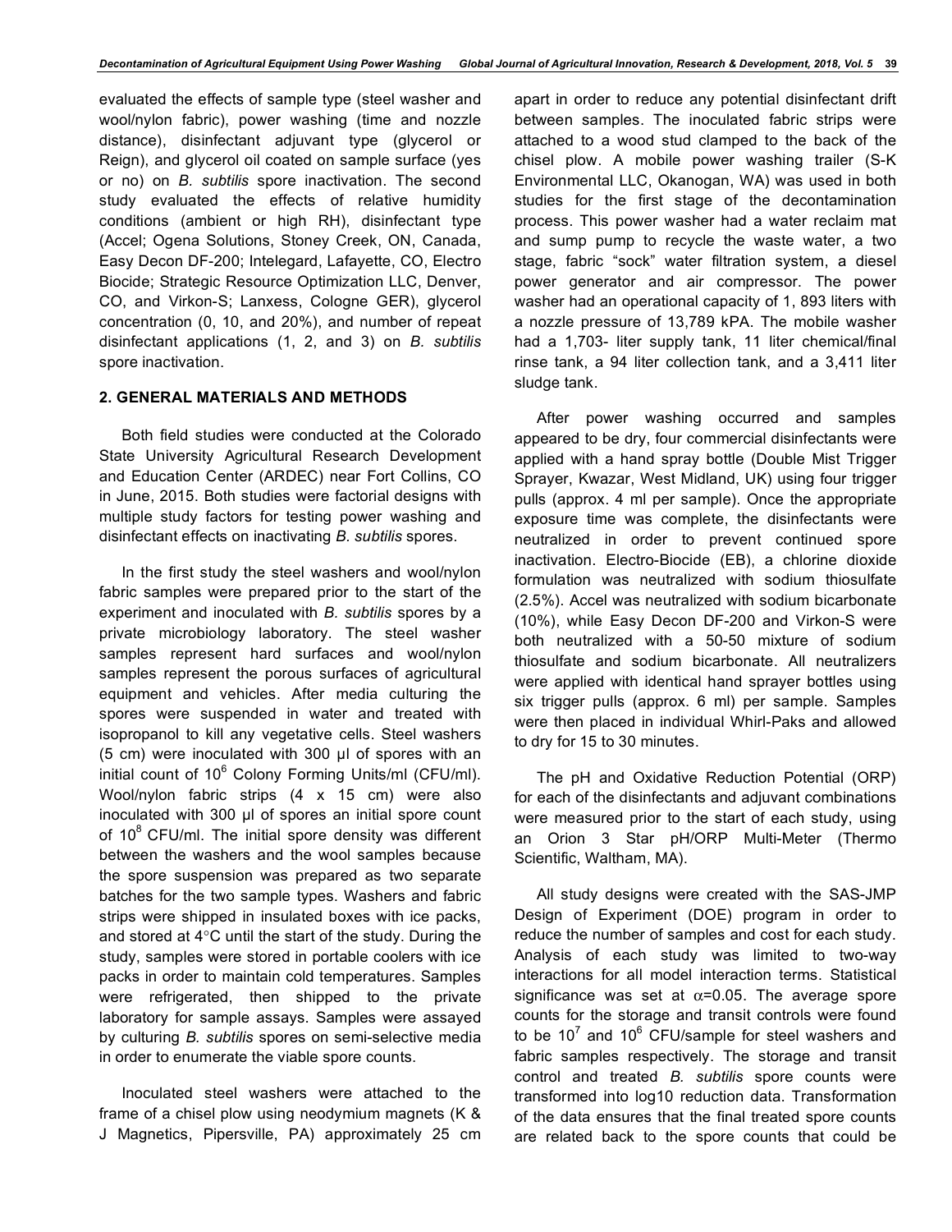evaluated the effects of sample type (steel washer and wool/nylon fabric), power washing (time and nozzle distance), disinfectant adjuvant type (glycerol or Reign), and glycerol oil coated on sample surface (yes or no) on *B. subtilis* spore inactivation. The second study evaluated the effects of relative humidity conditions (ambient or high RH), disinfectant type (Accel; Ogena Solutions, Stoney Creek, ON, Canada, Easy Decon DF-200; Intelegard, Lafayette, CO, Electro Biocide; Strategic Resource Optimization LLC, Denver, CO, and Virkon-S; Lanxess, Cologne GER), glycerol concentration (0, 10, and 20%), and number of repeat disinfectant applications (1, 2, and 3) on *B. subtilis* spore inactivation.

## 2. GENERAL MATERIALS AND METHODS

Both field studies were conducted at the Colorado State University Agricultural Research Development and Education Center (ARDEC) near Fort Collins, CO in June, 2015. Both studies were factorial designs with multiple study factors for testing power washing and disinfectant effects on inactivating *B. subtilis* spores.

In the first study the steel washers and wool/nylon fabric samples were prepared prior to the start of the experiment and inoculated with *B. subtilis* spores by a private microbiology laboratory. The steel washer samples represent hard surfaces and wool/nylon samples represent the porous surfaces of agricultural equipment and vehicles. After media culturing the spores were suspended in water and treated with isopropanol to kill any vegetative cells. Steel washers (5 cm) were inoculated with 300 µl of spores with an initial count of $10^6$ Colony Forming Units/ml (CFU/ml). Wool/nylon fabric strips (4 x 15 cm) were also inoculated with 300 µl of spores an initial spore count of $10^8$ CFU/ml. The initial spore density was different between the washers and the wool samples because the spore suspension was prepared as two separate batches for the two sample types. Washers and fabric strips were shipped in insulated boxes with ice packs, and stored at 4°C until the start of the study. During the study, samples were stored in portable coolers with ice packs in order to maintain cold temperatures. Samples were refrigerated, then shipped to the private laboratory for sample assays. Samples were assayed by culturing *B. subtilis* spores on semi-selective media in order to enumerate the viable spore counts.

Inoculated steel washers were attached to the frame of a chisel plow using neodymium magnets (K & J Magnetics, Pipersville, PA) approximately 25 cm apart in order to reduce any potential disinfectant drift between samples. The inoculated fabric strips were attached to a wood stud clamped to the back of the chisel plow. A mobile power washing trailer (S-K Environmental LLC, Okanogan, WA) was used in both studies for the first stage of the decontamination process. This power washer had a water reclaim mat and sump pump to recycle the waste water, a two stage, fabric "sock" water filtration system, a diesel power generator and air compressor. The power washer had an operational capacity of 1, 893 liters with a nozzle pressure of 13,789 kPA. The mobile washer had a 1,703- liter supply tank, 11 liter chemical/final rinse tank, a 94 liter collection tank, and a 3,411 liter sludge tank.

After power washing occurred and samples appeared to be dry, four commercial disinfectants were applied with a hand spray bottle (Double Mist Trigger Sprayer, Kwazar, West Midland, UK) using four trigger pulls (approx. 4 ml per sample). Once the appropriate exposure time was complete, the disinfectants were neutralized in order to prevent continued spore inactivation. Electro-Biocide (EB), a chlorine dioxide formulation was neutralized with sodium thiosulfate (2.5%). Accel was neutralized with sodium bicarbonate (10%), while Easy Decon DF-200 and Virkon-S were both neutralized with a 50-50 mixture of sodium thiosulfate and sodium bicarbonate. All neutralizers were applied with identical hand sprayer bottles using six trigger pulls (approx. 6 ml) per sample. Samples were then placed in individual Whirl-Paks and allowed to dry for 15 to 30 minutes.

The pH and Oxidative Reduction Potential (ORP) for each of the disinfectants and adjuvant combinations were measured prior to the start of each study, using an Orion 3 Star pH/ORP Multi-Meter (Thermo Scientific, Waltham, MA).

All study designs were created with the SAS-JMP Design of Experiment (DOE) program in order to reduce the number of samples and cost for each study. Analysis of each study was limited to two-way interactions for all model interaction terms. Statistical significance was set at $\alpha$=0.05. The average spore counts for the storage and transit controls were found to be $10^7$ and $10^6$ CFU/sample for steel washers and fabric samples respectively. The storage and transit control and treated *B. subtilis* spore counts were transformed into log10 reduction data. Transformation of the data ensures that the final treated spore counts are related back to the spore counts that could be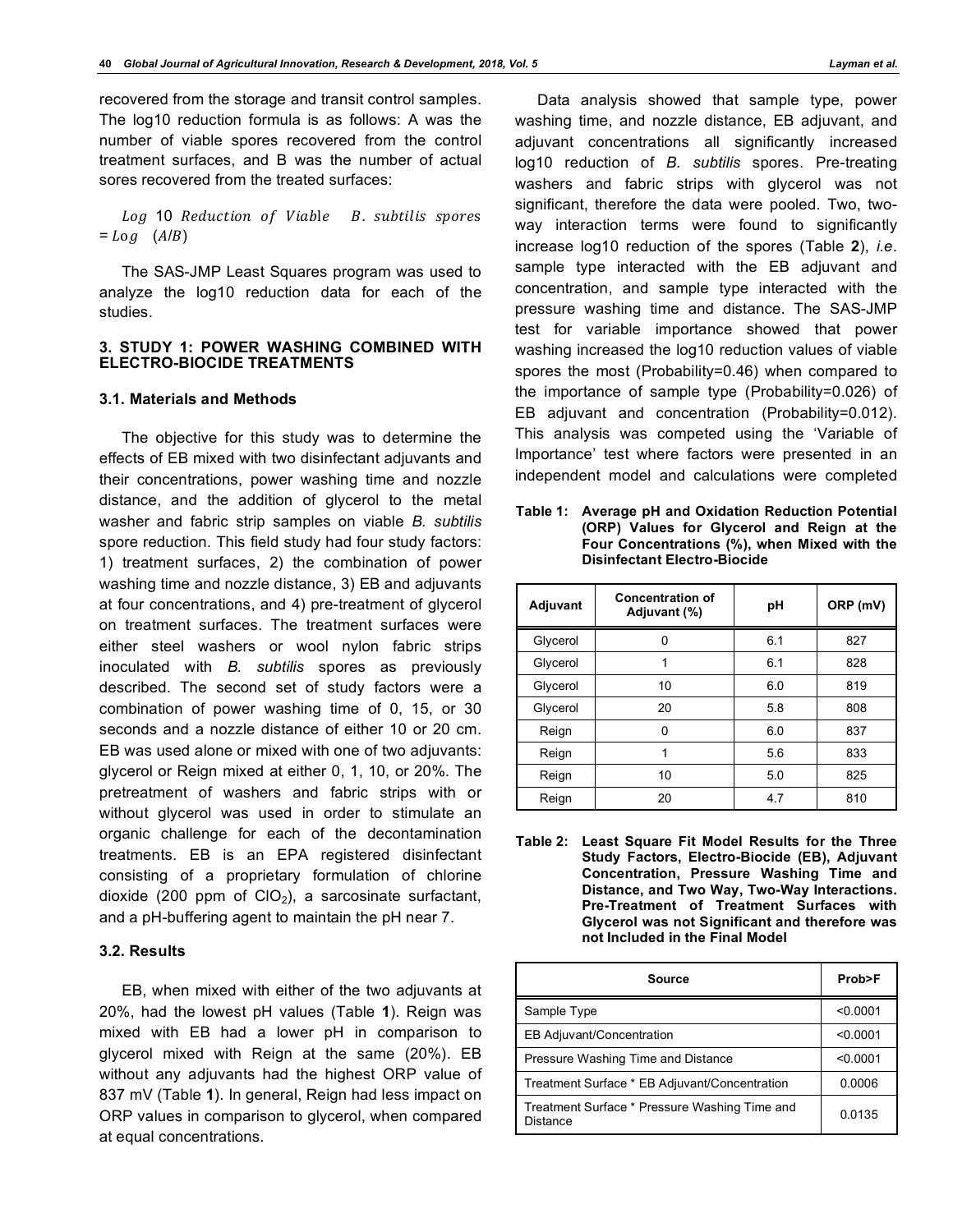recovered from the storage and transit control samples. The log10 reduction formula is as follows: A was the number of viable spores recovered from the control treatment surfaces, and B was the number of actual sores recovered from the treated surfaces:

$$Log\ 10\ Reduction\ of\ Viable\quad B.\ subtilis\ spores = Log\quad (A/B)$$

The SAS-JMP Least Squares program was used to analyze the log10 reduction data for each of the studies.

## 3. STUDY 1: POWER WASHING COMBINED WITH ELECTRO-BIOCIDE TREATMENTS

### 3.1. Materials and Methods

The objective for this study was to determine the effects of EB mixed with two disinfectant adjuvants and their concentrations, power washing time and nozzle distance, and the addition of glycerol to the metal washer and fabric strip samples on viable *B. subtilis* spore reduction. This field study had four study factors: 1) treatment surfaces, 2) the combination of power washing time and nozzle distance, 3) EB and adjuvants at four concentrations, and 4) pre-treatment of glycerol on treatment surfaces. The treatment surfaces were either steel washers or wool nylon fabric strips inoculated with *B. subtilis* spores as previously described. The second set of study factors were a combination of power washing time of 0, 15, or 30 seconds and a nozzle distance of either 10 or 20 cm. EB was used alone or mixed with one of two adjuvants: glycerol or Reign mixed at either 0, 1, 10, or 20%. The pretreatment of washers and fabric strips with or without glycerol was used in order to stimulate an organic challenge for each of the decontamination treatments. EB is an EPA registered disinfectant consisting of a proprietary formulation of chlorine dioxide (200 ppm of $ClO_2$), a sarcosinate surfactant, and a pH-buffering agent to maintain the pH near 7.

### 3.2. Results

EB, when mixed with either of the two adjuvants at 20%, had the lowest pH values (Table **1**). Reign was mixed with EB had a lower pH in comparison to glycerol mixed with Reign at the same (20%). EB without any adjuvants had the highest ORP value of 837 mV (Table **1**). In general, Reign had less impact on ORP values in comparison to glycerol, when compared at equal concentrations.

Data analysis showed that sample type, power washing time, and nozzle distance, EB adjuvant, and adjuvant concentrations all significantly increased log10 reduction of *B. subtilis* spores. Pre-treating washers and fabric strips with glycerol was not significant, therefore the data were pooled. Two, two-way interaction terms were found to significantly increase log10 reduction of the spores (Table **2**), *i.e*. sample type interacted with the EB adjuvant and concentration, and sample type interacted with the pressure washing time and distance. The SAS-JMP test for variable importance showed that power washing increased the log10 reduction values of viable spores the most (Probability=0.46) when compared to the importance of sample type (Probability=0.026) of EB adjuvant and concentration (Probability=0.012). This analysis was competed using the 'Variable of Importance' test where factors were presented in an independent model and calculations were completed

**Table 1: Average pH and Oxidation Reduction Potential (ORP) Values for Glycerol and Reign at the Four Concentrations (%), when Mixed with the Disinfectant Electro-Biocide**

| Adjuvant | Concentration of Adjuvant (%) | pH | ORP (mV) |
|---|---|---|---|
| Glycerol | 0 | 6.1 | 827 |
| Glycerol | 1 | 6.1 | 828 |
| Glycerol | 10 | 6.0 | 819 |
| Glycerol | 20 | 5.8 | 808 |
| Reign | 0 | 6.0 | 837 |
| Reign | 1 | 5.6 | 833 |
| Reign | 10 | 5.0 | 825 |
| Reign | 20 | 4.7 | 810 |

**Table 2: Least Square Fit Model Results for the Three Study Factors, Electro-Biocide (EB), Adjuvant Concentration, Pressure Washing Time and Distance, and Two Way, Two-Way Interactions. Pre-Treatment of Treatment Surfaces with Glycerol was not Significant and therefore was not Included in the Final Model**

| Source | Prob>F |
|---|---|
| Sample Type | <0.0001 |
| EB Adjuvant/Concentration | <0.0001 |
| Pressure Washing Time and Distance | <0.0001 |
| Treatment Surface * EB Adjuvant/Concentration | 0.0006 |
| Treatment Surface * Pressure Washing Time and Distance | 0.0135 |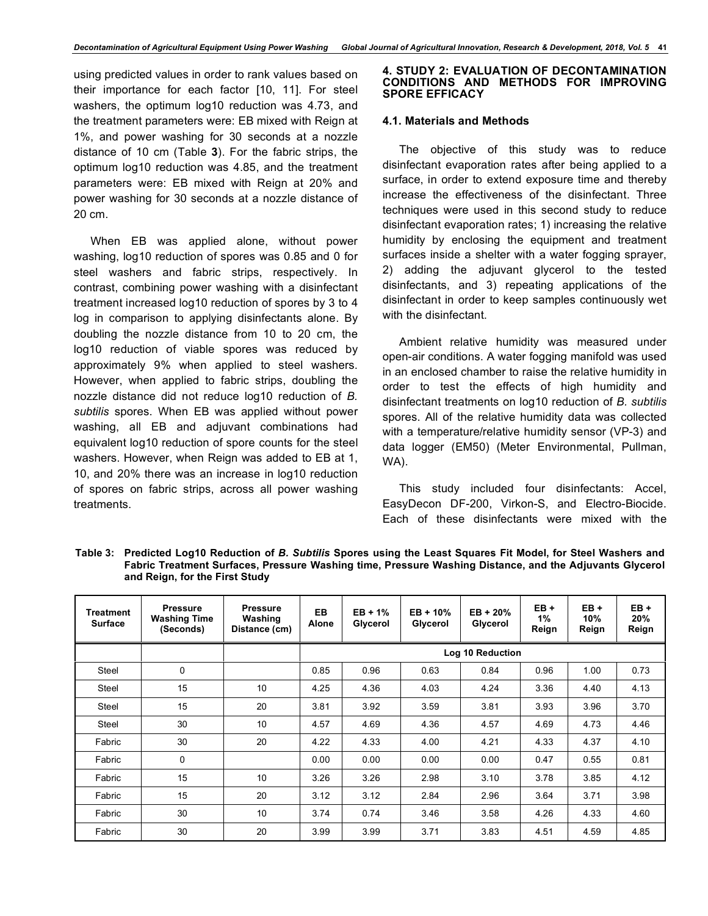using predicted values in order to rank values based on their importance for each factor [10, 11]. For steel washers, the optimum log10 reduction was 4.73, and the treatment parameters were: EB mixed with Reign at 1%, and power washing for 30 seconds at a nozzle distance of 10 cm (Table **3**). For the fabric strips, the optimum log10 reduction was 4.85, and the treatment parameters were: EB mixed with Reign at 20% and power washing for 30 seconds at a nozzle distance of 20 cm.

When EB was applied alone, without power washing, log10 reduction of spores was 0.85 and 0 for steel washers and fabric strips, respectively. In contrast, combining power washing with a disinfectant treatment increased log10 reduction of spores by 3 to 4 log in comparison to applying disinfectants alone. By doubling the nozzle distance from 10 to 20 cm, the log10 reduction of viable spores was reduced by approximately 9% when applied to steel washers. However, when applied to fabric strips, doubling the nozzle distance did not reduce log10 reduction of *B. subtilis* spores. When EB was applied without power washing, all EB and adjuvant combinations had equivalent log10 reduction of spore counts for the steel washers. However, when Reign was added to EB at 1, 10, and 20% there was an increase in log10 reduction of spores on fabric strips, across all power washing treatments.

## 4. STUDY 2: EVALUATION OF DECONTAMINATION CONDITIONS AND METHODS FOR IMPROVING SPORE EFFICACY

### 4.1. Materials and Methods

The objective of this study was to reduce disinfectant evaporation rates after being applied to a surface, in order to extend exposure time and thereby increase the effectiveness of the disinfectant. Three techniques were used in this second study to reduce disinfectant evaporation rates; 1) increasing the relative humidity by enclosing the equipment and treatment surfaces inside a shelter with a water fogging sprayer, 2) adding the adjuvant glycerol to the tested disinfectants, and 3) repeating applications of the disinfectant in order to keep samples continuously wet with the disinfectant.

Ambient relative humidity was measured under open-air conditions. A water fogging manifold was used in an enclosed chamber to raise the relative humidity in order to test the effects of high humidity and disinfectant treatments on log10 reduction of *B. subtilis* spores. All of the relative humidity data was collected with a temperature/relative humidity sensor (VP-3) and data logger (EM50) (Meter Environmental, Pullman, WA).

This study included four disinfectants: Accel, EasyDecon DF-200, Virkon-S, and Electro-Biocide. Each of these disinfectants were mixed with the

**Table 3: Predicted Log10 Reduction of *B. Subtilis* Spores using the Least Squares Fit Model, for Steel Washers and Fabric Treatment Surfaces, Pressure Washing time, Pressure Washing Distance, and the Adjuvants Glycerol and Reign, for the First Study**

| Treatment Surface | Pressure Washing Time (Seconds) | Pressure Washing Distance (cm) | EB Alone | EB + 1% Glycerol | EB + 10% Glycerol | EB + 20% Glycerol | EB + 1% Reign | EB + 10% Reign | EB + 20% Reign |
|---|---|---|---|---|---|---|---|---|---|
| | | | Log 10 Reduction | | | | | | |
| Steel | 0 | | 0.85 | 0.96 | 0.63 | 0.84 | 0.96 | 1.00 | 0.73 |
| Steel | 15 | 10 | 4.25 | 4.36 | 4.03 | 4.24 | 3.36 | 4.40 | 4.13 |
| Steel | 15 | 20 | 3.81 | 3.92 | 3.59 | 3.81 | 3.93 | 3.96 | 3.70 |
| Steel | 30 | 10 | 4.57 | 4.69 | 4.36 | 4.57 | 4.69 | 4.73 | 4.46 |
| Fabric | 30 | 20 | 4.22 | 4.33 | 4.00 | 4.21 | 4.33 | 4.37 | 4.10 |
| Fabric | 0 | | 0.00 | 0.00 | 0.00 | 0.00 | 0.47 | 0.55 | 0.81 |
| Fabric | 15 | 10 | 3.26 | 3.26 | 2.98 | 3.10 | 3.78 | 3.85 | 4.12 |
| Fabric | 15 | 20 | 3.12 | 3.12 | 2.84 | 2.96 | 3.64 | 3.71 | 3.98 |
| Fabric | 30 | 10 | 3.74 | 0.74 | 3.46 | 3.58 | 4.26 | 4.33 | 4.60 |
| Fabric | 30 | 20 | 3.99 | 3.99 | 3.71 | 3.83 | 4.51 | 4.59 | 4.85 |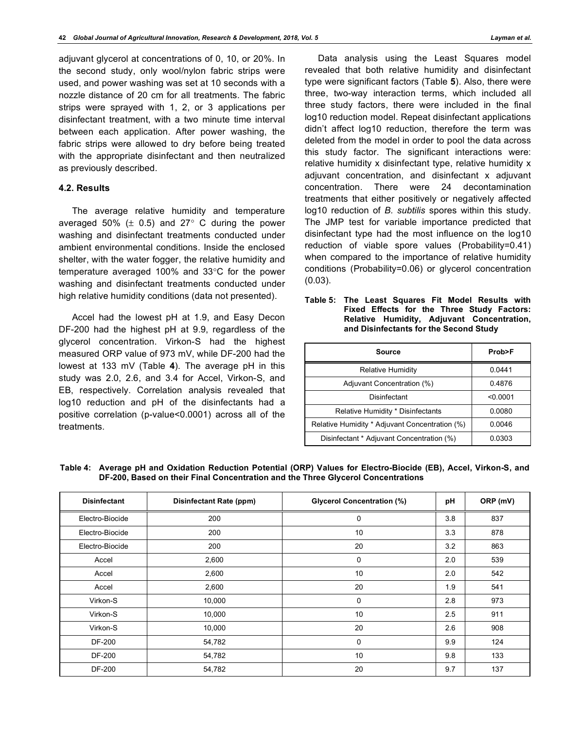adjuvant glycerol at concentrations of 0, 10, or 20%. In the second study, only wool/nylon fabric strips were used, and power washing was set at 10 seconds with a nozzle distance of 20 cm for all treatments. The fabric strips were sprayed with 1, 2, or 3 applications per disinfectant treatment, with a two minute time interval between each application. After power washing, the fabric strips were allowed to dry before being treated with the appropriate disinfectant and then neutralized as previously described.

### 4.2. Results

The average relative humidity and temperature averaged 50% (± 0.5) and 27° C during the power washing and disinfectant treatments conducted under ambient environmental conditions. Inside the enclosed shelter, with the water fogger, the relative humidity and temperature averaged 100% and 33°C for the power washing and disinfectant treatments conducted under high relative humidity conditions (data not presented).

Accel had the lowest pH at 1.9, and Easy Decon DF-200 had the highest pH at 9.9, regardless of the glycerol concentration. Virkon-S had the highest measured ORP value of 973 mV, while DF-200 had the lowest at 133 mV (Table **4**). The average pH in this study was 2.0, 2.6, and 3.4 for Accel, Virkon-S, and EB, respectively. Correlation analysis revealed that log10 reduction and pH of the disinfectants had a positive correlation (p-value<0.0001) across all of the treatments.

Data analysis using the Least Squares model revealed that both relative humidity and disinfectant type were significant factors (Table **5**). Also, there were three, two-way interaction terms, which included all three study factors, there were included in the final log10 reduction model. Repeat disinfectant applications didn't affect log10 reduction, therefore the term was deleted from the model in order to pool the data across this study factor. The significant interactions were: relative humidity x disinfectant type, relative humidity x adjuvant concentration, and disinfectant x adjuvant concentration. There were 24 decontamination treatments that either positively or negatively affected log10 reduction of *B. subtilis* spores within this study. The JMP test for variable importance predicted that disinfectant type had the most influence on the log10 reduction of viable spore values (Probability=0.41) when compared to the importance of relative humidity conditions (Probability=0.06) or glycerol concentration (0.03).

**Table 5: The Least Squares Fit Model Results with Fixed Effects for the Three Study Factors: Relative Humidity, Adjuvant Concentration, and Disinfectants for the Second Study**

| Source | Prob>F |
|---|---|
| Relative Humidity | 0.0441 |
| Adjuvant Concentration (%) | 0.4876 |
| Disinfectant | <0.0001 |
| Relative Humidity * Disinfectants | 0.0080 |
| Relative Humidity * Adjuvant Concentration (%) | 0.0046 |
| Disinfectant * Adjuvant Concentration (%) | 0.0303 |

**Table 4: Average pH and Oxidation Reduction Potential (ORP) Values for Electro-Biocide (EB), Accel, Virkon-S, and DF-200, Based on their Final Concentration and the Three Glycerol Concentrations**

| Disinfectant | Disinfectant Rate (ppm) | Glycerol Concentration (%) | pH | ORP (mV) |
|---|---|---|---|---|
| Electro-Biocide | 200 | 0 | 3.8 | 837 |
| Electro-Biocide | 200 | 10 | 3.3 | 878 |
| Electro-Biocide | 200 | 20 | 3.2 | 863 |
| Accel | 2,600 | 0 | 2.0 | 539 |
| Accel | 2,600 | 10 | 2.0 | 542 |
| Accel | 2,600 | 20 | 1.9 | 541 |
| Virkon-S | 10,000 | 0 | 2.8 | 973 |
| Virkon-S | 10,000 | 10 | 2.5 | 911 |
| Virkon-S | 10,000 | 20 | 2.6 | 908 |
| DF-200 | 54,782 | 0 | 9.9 | 124 |
| DF-200 | 54,782 | 10 | 9.8 | 133 |
| DF-200 | 54,782 | 20 | 9.7 | 137 |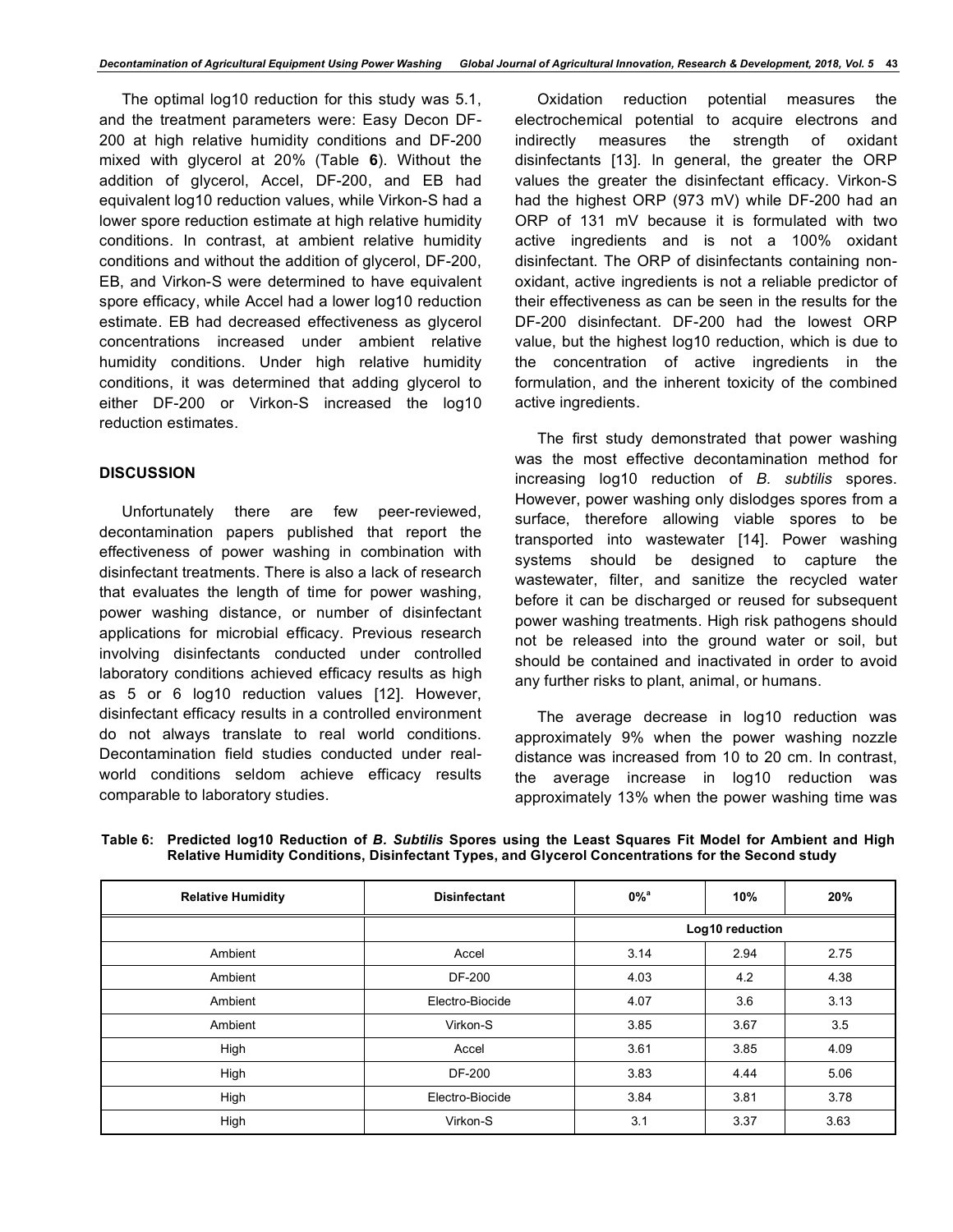The optimal log10 reduction for this study was 5.1, and the treatment parameters were: Easy Decon DF-200 at high relative humidity conditions and DF-200 mixed with glycerol at 20% (Table **6**). Without the addition of glycerol, Accel, DF-200, and EB had equivalent log10 reduction values, while Virkon-S had a lower spore reduction estimate at high relative humidity conditions. In contrast, at ambient relative humidity conditions and without the addition of glycerol, DF-200, EB, and Virkon-S were determined to have equivalent spore efficacy, while Accel had a lower log10 reduction estimate. EB had decreased effectiveness as glycerol concentrations increased under ambient relative humidity conditions. Under high relative humidity conditions, it was determined that adding glycerol to either DF-200 or Virkon-S increased the log10 reduction estimates.

## DISCUSSION

Unfortunately there are few peer-reviewed, decontamination papers published that report the effectiveness of power washing in combination with disinfectant treatments. There is also a lack of research that evaluates the length of time for power washing, power washing distance, or number of disinfectant applications for microbial efficacy. Previous research involving disinfectants conducted under controlled laboratory conditions achieved efficacy results as high as 5 or 6 log10 reduction values [12]. However, disinfectant efficacy results in a controlled environment do not always translate to real world conditions. Decontamination field studies conducted under real-world conditions seldom achieve efficacy results comparable to laboratory studies.

Oxidation reduction potential measures the electrochemical potential to acquire electrons and indirectly measures the strength of oxidant disinfectants [13]. In general, the greater the ORP values the greater the disinfectant efficacy. Virkon-S had the highest ORP (973 mV) while DF-200 had an ORP of 131 mV because it is formulated with two active ingredients and is not a 100% oxidant disinfectant. The ORP of disinfectants containing non-oxidant, active ingredients is not a reliable predictor of their effectiveness as can be seen in the results for the DF-200 disinfectant. DF-200 had the lowest ORP value, but the highest log10 reduction, which is due to the concentration of active ingredients in the formulation, and the inherent toxicity of the combined active ingredients.

The first study demonstrated that power washing was the most effective decontamination method for increasing log10 reduction of *B. subtilis* spores. However, power washing only dislodges spores from a surface, therefore allowing viable spores to be transported into wastewater [14]. Power washing systems should be designed to capture the wastewater, filter, and sanitize the recycled water before it can be discharged or reused for subsequent power washing treatments. High risk pathogens should not be released into the ground water or soil, but should be contained and inactivated in order to avoid any further risks to plant, animal, or humans.

The average decrease in log10 reduction was approximately 9% when the power washing nozzle distance was increased from 10 to 20 cm. In contrast, the average increase in log10 reduction was approximately 13% when the power washing time was

**Table 6: Predicted log10 Reduction of *B. Subtilis* Spores using the Least Squares Fit Model for Ambient and High Relative Humidity Conditions, Disinfectant Types, and Glycerol Concentrations for the Second study**

| Relative Humidity | Disinfectant | 0%[a] | 10% | 20% |
|---|---|---|---|---|
| | | Log10 reduction | | |
| Ambient | Accel | 3.14 | 2.94 | 2.75 |
| Ambient | DF-200 | 4.03 | 4.2 | 4.38 |
| Ambient | Electro-Biocide | 4.07 | 3.6 | 3.13 |
| Ambient | Virkon-S | 3.85 | 3.67 | 3.5 |
| High | Accel | 3.61 | 3.85 | 4.09 |
| High | DF-200 | 3.83 | 4.44 | 5.06 |
| High | Electro-Biocide | 3.84 | 3.81 | 3.78 |
| High | Virkon-S | 3.1 | 3.37 | 3.63 |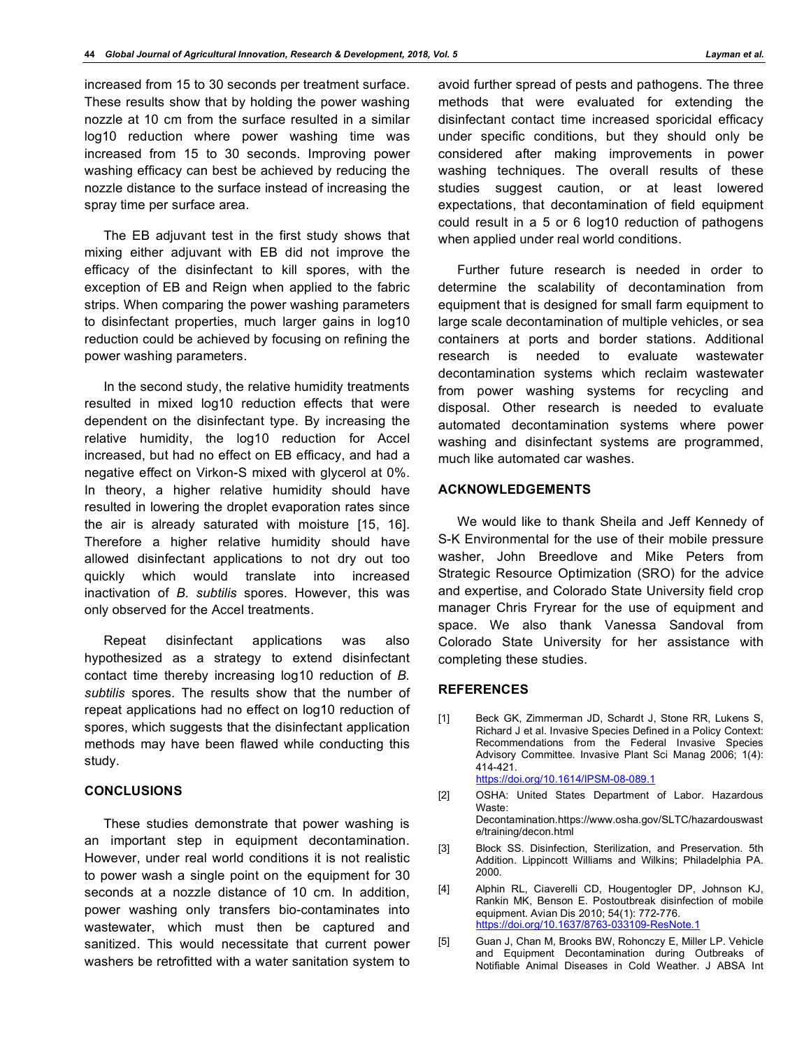increased from 15 to 30 seconds per treatment surface. These results show that by holding the power washing nozzle at 10 cm from the surface resulted in a similar log10 reduction where power washing time was increased from 15 to 30 seconds. Improving power washing efficacy can best be achieved by reducing the nozzle distance to the surface instead of increasing the spray time per surface area.

The EB adjuvant test in the first study shows that mixing either adjuvant with EB did not improve the efficacy of the disinfectant to kill spores, with the exception of EB and Reign when applied to the fabric strips. When comparing the power washing parameters to disinfectant properties, much larger gains in log10 reduction could be achieved by focusing on refining the power washing parameters.

In the second study, the relative humidity treatments resulted in mixed log10 reduction effects that were dependent on the disinfectant type. By increasing the relative humidity, the log10 reduction for Accel increased, but had no effect on EB efficacy, and had a negative effect on Virkon-S mixed with glycerol at 0%. In theory, a higher relative humidity should have resulted in lowering the droplet evaporation rates since the air is already saturated with moisture [15, 16]. Therefore a higher relative humidity should have allowed disinfectant applications to not dry out too quickly which would translate into increased inactivation of *B. subtilis* spores. However, this was only observed for the Accel treatments.

Repeat disinfectant applications was also hypothesized as a strategy to extend disinfectant contact time thereby increasing log10 reduction of *B. subtilis* spores. The results show that the number of repeat applications had no effect on log10 reduction of spores, which suggests that the disinfectant application methods may have been flawed while conducting this study.

## CONCLUSIONS

These studies demonstrate that power washing is an important step in equipment decontamination. However, under real world conditions it is not realistic to power wash a single point on the equipment for 30 seconds at a nozzle distance of 10 cm. In addition, power washing only transfers bio-contaminates into wastewater, which must then be captured and sanitized. This would necessitate that current power washers be retrofitted with a water sanitation system to avoid further spread of pests and pathogens. The three methods that were evaluated for extending the disinfectant contact time increased sporicidal efficacy under specific conditions, but they should only be considered after making improvements in power washing techniques. The overall results of these studies suggest caution, or at least lowered expectations, that decontamination of field equipment could result in a 5 or 6 log10 reduction of pathogens when applied under real world conditions.

Further future research is needed in order to determine the scalability of decontamination from equipment that is designed for small farm equipment to large scale decontamination of multiple vehicles, or sea containers at ports and border stations. Additional research is needed to evaluate wastewater decontamination systems which reclaim wastewater from power washing systems for recycling and disposal. Other research is needed to evaluate automated decontamination systems where power washing and disinfectant systems are programmed, much like automated car washes.

## ACKNOWLEDGEMENTS

We would like to thank Sheila and Jeff Kennedy of S-K Environmental for the use of their mobile pressure washer, John Breedlove and Mike Peters from Strategic Resource Optimization (SRO) for the advice and expertise, and Colorado State University field crop manager Chris Fryrear for the use of equipment and space. We also thank Vanessa Sandoval from Colorado State University for her assistance with completing these studies.

## REFERENCES

[1] Beck GK, Zimmerman JD, Schardt J, Stone RR, Lukens S, Richard J et al. Invasive Species Defined in a Policy Context: Recommendations from the Federal Invasive Species Advisory Committee. Invasive Plant Sci Manag 2006; 1(4): 414-421. https://doi.org/10.1614/IPSM-08-089.1

[2] OSHA: United States Department of Labor. Hazardous Waste: Decontamination.https://www.osha.gov/SLTC/hazardouswaste/training/decon.html

[3] Block SS. Disinfection, Sterilization, and Preservation. 5th Addition. Lippincott Williams and Wilkins; Philadelphia PA. 2000.

[4] Alphin RL, Ciaverelli CD, Hougentogler DP, Johnson KJ, Rankin MK, Benson E. Postoutbreak disinfection of mobile equipment. Avian Dis 2010; 54(1): 772-776. https://doi.org/10.1637/8763-033109-ResNote.1

[5] Guan J, Chan M, Brooks BW, Rohonczy E, Miller LP. Vehicle and Equipment Decontamination during Outbreaks of Notifiable Animal Diseases in Cold Weather. J ABSA Int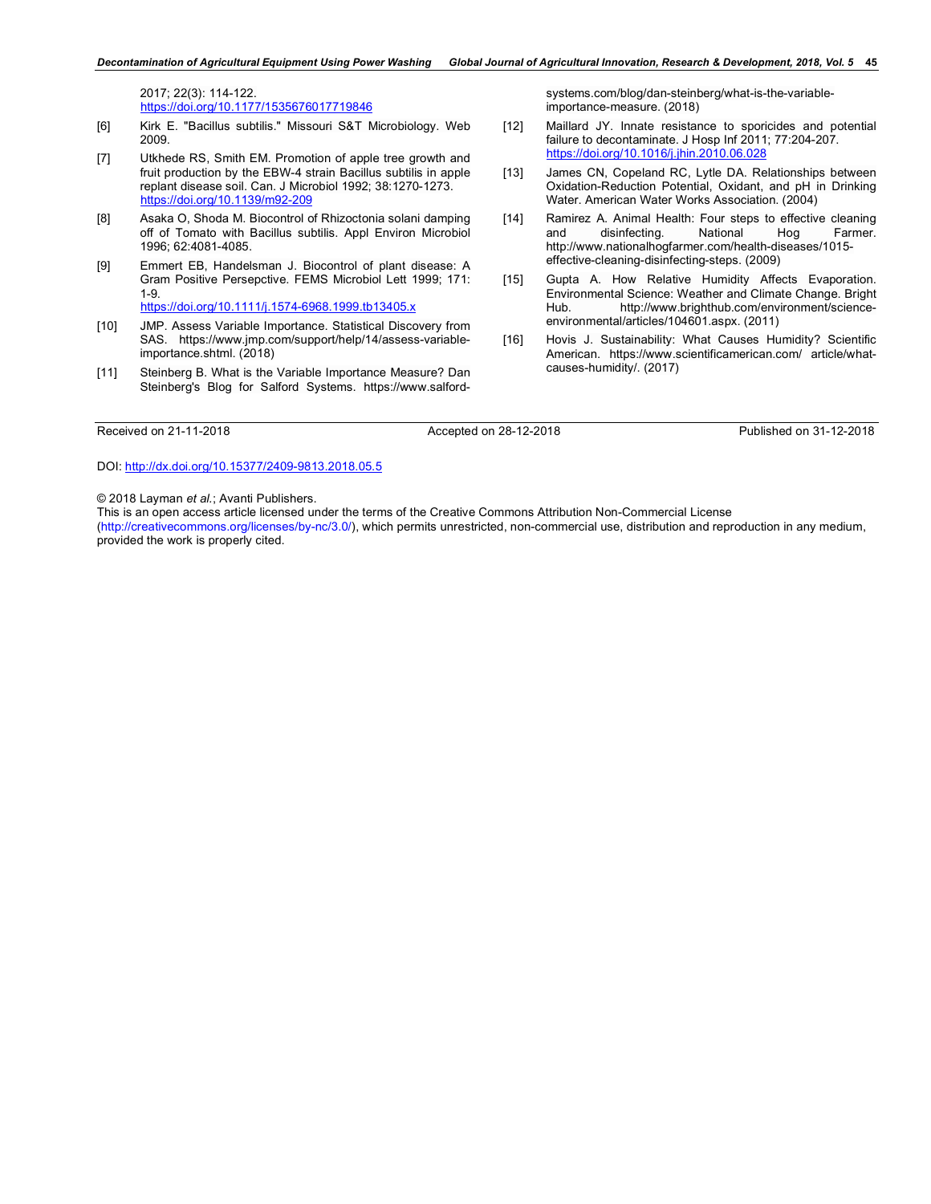2017; 22(3): 114-122.
https://doi.org/10.1177/1535676017719846

[6] Kirk E. "Bacillus subtilis." Missouri S&T Microbiology. Web 2009.

[7] Utkhede RS, Smith EM. Promotion of apple tree growth and fruit production by the EBW-4 strain Bacillus subtilis in apple replant disease soil. Can. J Microbiol 1992; 38:1270-1273. https://doi.org/10.1139/m92-209

[8] Asaka O, Shoda M. Biocontrol of Rhizoctonia solani damping off of Tomato with Bacillus subtilis. Appl Environ Microbiol 1996; 62:4081-4085.

[9] Emmert EB, Handelsman J. Biocontrol of plant disease: A Gram Positive Persepctive. FEMS Microbiol Lett 1999; 171: 1-9.
https://doi.org/10.1111/j.1574-6968.1999.tb13405.x

[10] JMP. Assess Variable Importance. Statistical Discovery from SAS. https://www.jmp.com/support/help/14/assess-variable-importance.shtml. (2018)

[11] Steinberg B. What is the Variable Importance Measure? Dan Steinberg's Blog for Salford Systems. https://www.salford-systems.com/blog/dan-steinberg/what-is-the-variable-importance-measure. (2018)

[12] Maillard JY. Innate resistance to sporicides and potential failure to decontaminate. J Hosp Inf 2011; 77:204-207. https://doi.org/10.1016/j.jhin.2010.06.028

[13] James CN, Copeland RC, Lytle DA. Relationships between Oxidation-Reduction Potential, Oxidant, and pH in Drinking Water. American Water Works Association. (2004)

[14] Ramirez A. Animal Health: Four steps to effective cleaning and disinfecting. National Hog Farmer. http://www.nationalhogfarmer.com/health-diseases/1015-effective-cleaning-disinfecting-steps. (2009)

[15] Gupta A. How Relative Humidity Affects Evaporation. Environmental Science: Weather and Climate Change. Bright Hub. http://www.brighthub.com/environment/science-environmental/articles/104601.aspx. (2011)

[16] Hovis J. Sustainability: What Causes Humidity? Scientific American. https://www.scientificamerican.com/ article/what-causes-humidity/. (2017)

Received on 21-11-2018 Accepted on 28-12-2018 Published on 31-12-2018

DOI: http://dx.doi.org/10.15377/2409-9813.2018.05.5

© 2018 Layman *et al.*; Avanti Publishers.
This is an open access article licensed under the terms of the Creative Commons Attribution Non-Commercial License (http://creativecommons.org/licenses/by-nc/3.0/), which permits unrestricted, non-commercial use, distribution and reproduction in any medium, provided the work is properly cited.